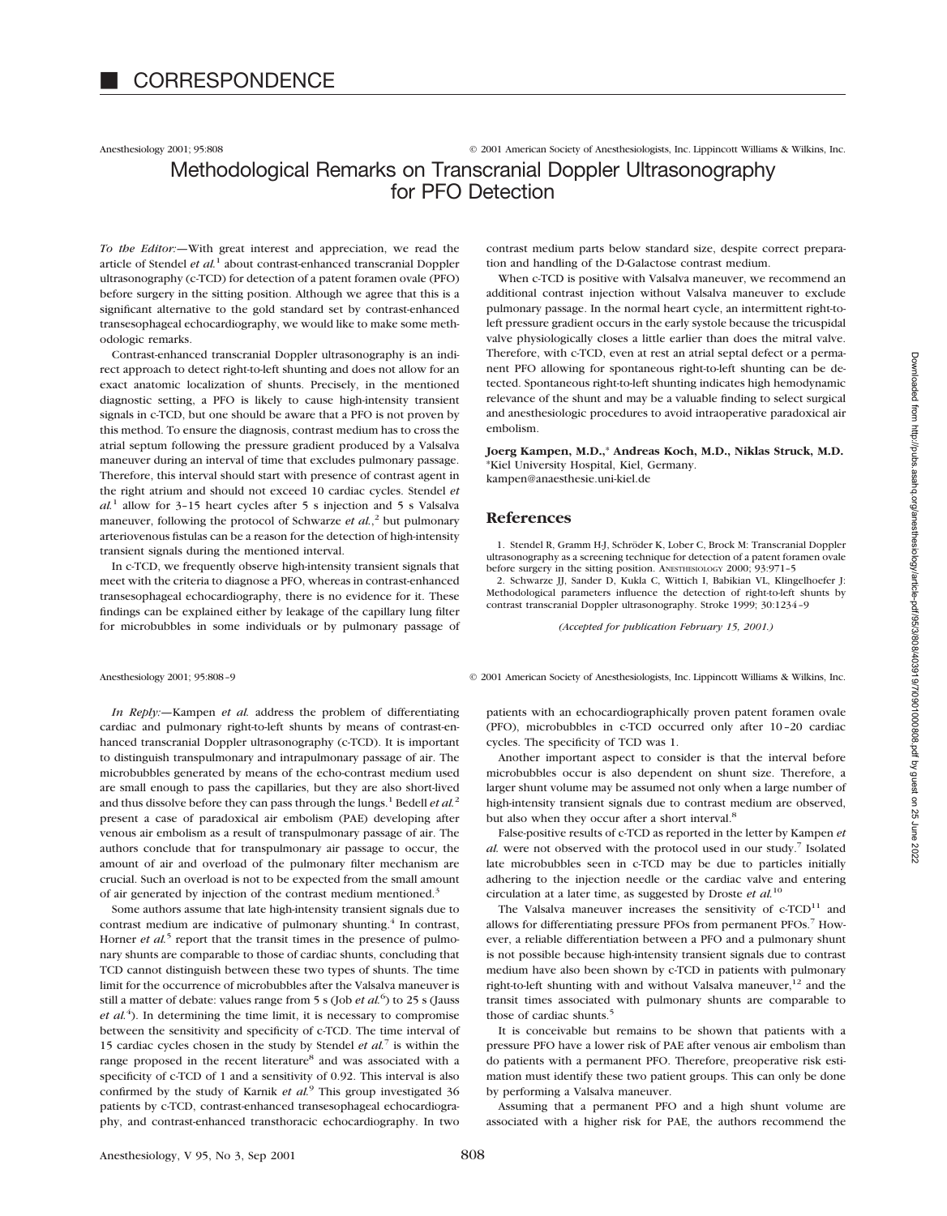# CORRESPONDENCE

## Methodological Remarks on Transcranial Doppler Ultrasonography for PFO Detection

*To the Editor:*—With great interest and appreciation, we read the article of Stendel *et al.*[1] about contrast-enhanced transcranial Doppler ultrasonography (c-TCD) for detection of a patent foramen ovale (PFO) before surgery in the sitting position. Although we agree that this is a significant alternative to the gold standard set by contrast-enhanced transesophageal echocardiography, we would like to make some methodologic remarks.

Contrast-enhanced transcranial Doppler ultrasonography is an indirect approach to detect right-to-left shunting and does not allow for an exact anatomic localization of shunts. Precisely, in the mentioned diagnostic setting, a PFO is likely to cause high-intensity transient signals in c-TCD, but one should be aware that a PFO is not proven by this method. To ensure the diagnosis, contrast medium has to cross the atrial septum following the pressure gradient produced by a Valsalva maneuver during an interval of time that excludes pulmonary passage. Therefore, this interval should start with presence of contrast agent in the right atrium and should not exceed 10 cardiac cycles. Stendel *et al.*[1] allow for 3–15 heart cycles after 5 s injection and 5 s Valsalva maneuver, following the protocol of Schwarze *et al.*,[2] but pulmonary arteriovenous fistulas can be a reason for the detection of high-intensity transient signals during the mentioned interval.

In c-TCD, we frequently observe high-intensity transient signals that meet with the criteria to diagnose a PFO, whereas in contrast-enhanced transesophageal echocardiography, there is no evidence for it. These findings can be explained either by leakage of the capillary lung filter for microbubbles in some individuals or by pulmonary passage of contrast medium parts below standard size, despite correct preparation and handling of the D-Galactose contrast medium.

When c-TCD is positive with Valsalva maneuver, we recommend an additional contrast injection without Valsalva maneuver to exclude pulmonary passage. In the normal heart cycle, an intermittent right-to-left pressure gradient occurs in the early systole because the tricuspidal valve physiologically closes a little earlier than does the mitral valve. Therefore, with c-TCD, even at rest an atrial septal defect or a permanent PFO allowing for spontaneous right-to-left shunting can be detected. Spontaneous right-to-left shunting indicates high hemodynamic relevance of the shunt and may be a valuable finding to select surgical and anesthesiologic procedures to avoid intraoperative paradoxical air embolism.

**Joerg Kampen, M.D.,\* Andreas Koch, M.D., Niklas Struck, M.D.**
\*Kiel University Hospital, Kiel, Germany.
kampen@anaesthesie.uni-kiel.de

## References

1. Stendel R, Gramm H-J, Schröder K, Lober C, Brock M: Transcranial Doppler ultrasonography as a screening technique for detection of a patent foramen ovale before surgery in the sitting position. Anesthesiology 2000; 93:971–5
2. Schwarze JJ, Sander D, Kukla C, Wittich I, Babikian VL, Klingelhoefer J: Methodological parameters influence the detection of right-to-left shunts by contrast transcranial Doppler ultrasonography. Stroke 1999; 30:1234–9

*(Accepted for publication February 15, 2001.)*

---

*In Reply:*—Kampen *et al.* address the problem of differentiating cardiac and pulmonary right-to-left shunts by means of contrast-enhanced transcranial Doppler ultrasonography (c-TCD). It is important to distinguish transpulmonary and intrapulmonary passage of air. The microbubbles generated by means of the echo-contrast medium used are small enough to pass the capillaries, but they are also short-lived and thus dissolve before they can pass through the lungs.[1] Bedell *et al.*[2] present a case of paradoxical air embolism (PAE) developing after venous air embolism as a result of transpulmonary passage of air. The authors conclude that for transpulmonary air passage to occur, the amount of air and overload of the pulmonary filter mechanism are crucial. Such an overload is not to be expected from the small amount of air generated by injection of the contrast medium mentioned.[3]

Some authors assume that late high-intensity transient signals due to contrast medium are indicative of pulmonary shunting.[4] In contrast, Horner *et al.*[5] report that the transit times in the presence of pulmonary shunts are comparable to those of cardiac shunts, concluding that TCD cannot distinguish between these two types of shunts. The time limit for the occurrence of microbubbles after the Valsalva maneuver is still a matter of debate: values range from 5 s (Job *et al.*[6]) to 25 s (Jauss *et al.*[4]). In determining the time limit, it is necessary to compromise between the sensitivity and specificity of c-TCD. The time interval of 15 cardiac cycles chosen in the study by Stendel *et al.*[7] is within the range proposed in the recent literature[8] and was associated with a specificity of c-TCD of 1 and a sensitivity of 0.92. This interval is also confirmed by the study of Karnik *et al.*[9] This group investigated 36 patients by c-TCD, contrast-enhanced transesophageal echocardiography, and contrast-enhanced transthoracic echocardiography. In two patients with an echocardiographically proven patent foramen ovale (PFO), microbubbles in c-TCD occurred only after 10–20 cardiac cycles. The specificity of TCD was 1.

Another important aspect to consider is that the interval before microbubbles occur is also dependent on shunt size. Therefore, a larger shunt volume may be assumed not only when a large number of high-intensity transient signals due to contrast medium are observed, but also when they occur after a short interval.[8]

False-positive results of c-TCD as reported in the letter by Kampen *et al.* were not observed with the protocol used in our study.[7] Isolated late microbubbles seen in c-TCD may be due to particles initially adhering to the injection needle or the cardiac valve and entering circulation at a later time, as suggested by Droste *et al.*[10]

The Valsalva maneuver increases the sensitivity of c-TCD[11] and allows for differentiating pressure PFOs from permanent PFOs.[7] However, a reliable differentiation between a PFO and a pulmonary shunt is not possible because high-intensity transient signals due to contrast medium have also been shown by c-TCD in patients with pulmonary right-to-left shunting with and without Valsalva maneuver,[12] and the transit times associated with pulmonary shunts are comparable to those of cardiac shunts.[5]

It is conceivable but remains to be shown that patients with a pressure PFO have a lower risk of PAE after venous air embolism than do patients with a permanent PFO. Therefore, preoperative risk estimation must identify these two patient groups. This can only be done by performing a Valsalva maneuver.

Assuming that a permanent PFO and a high shunt volume are associated with a higher risk for PAE, the authors recommend the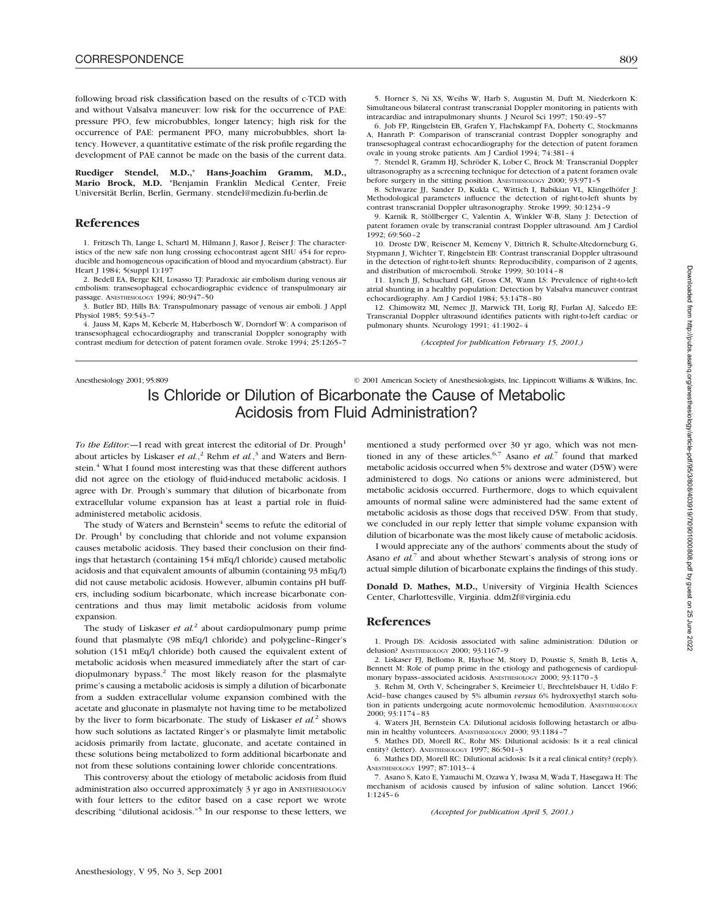following broad risk classification based on the results of c-TCD with and without Valsalva maneuver: low risk for the occurrence of PAE: pressure PFO, few microbubbles, longer latency; high risk for the occurrence of PAE: permanent PFO, many microbubbles, short latency. However, a quantitative estimate of the risk profile regarding the development of PAE cannot be made on the basis of the current data.

**Ruediger Stendel, M.D.,*** **Hans-Joachim Gramm, M.D., Mario Brock, M.D.** *Benjamin Franklin Medical Center, Freie Universität Berlin, Berlin, Germany. stendel@medizin.fu-berlin.de

## References

1. Fritzsch Th, Lange L, Schartl M, Hilmann J, Rasor J, Reiser J: The characteristics of the new safe non lung crossing echocontrast agent SHU 454 for reproducible and homogeneous opacification of blood and myocardium (abstract). Eur Heart J 1984; 5(suppl 1):197
2. Bedell EA, Berge KH, Losasso TJ: Paradoxic air embolism during venous air embolism: transesophageal echocardiographic evidence of transpulmonary air passage. ANESTHESIOLOGY 1994; 80:947–50
3. Butler BD, Hills BA: Transpulmonary passage of venous air emboli. J Appl Physiol 1985; 59:543–7
4. Jauss M, Kaps M, Keberle M, Haberbosch W, Dorndorf W: A comparison of transesophageal echocardiography and transcranial Doppler sonography with contrast medium for detection of patent foramen ovale. Stroke 1994; 25:1265–7
5. Horner S, Ni XS, Weihs W, Harb S, Augustin M, Duft M, Niederkorn K: Simultaneous bilateral contrast transcranial Doppler monitoring in patients with intracardiac and intrapulmonary shunts. J Neurol Sci 1997; 150:49–57
6. Job FP, Ringelstein EB, Grafen Y, Flachskampf FA, Doherty C, Stockmanns A, Hanrath P: Comparison of transcranial contrast Doppler sonography and transesophageal contrast echocardiography for the detection of patent foramen ovale in young stroke patients. Am J Cardiol 1994; 74:381–4
7. Stendel R, Gramm HJ, Schröder K, Lober C, Brock M: Transcranial Doppler ultrasonography as a screening technique for detection of a patent foramen ovale before surgery in the sitting position. ANESTHESIOLOGY 2000; 93:971–5
8. Schwarze JJ, Sander D, Kukla C, Wittich I, Babikian VL, Klingelhöfer J: Methodological parameters influence the detection of right-to-left shunts by contrast transcranial Doppler ultrasonography. Stroke 1999; 30:1234–9
9. Karnik R, Stöllberger C, Valentin A, Winkler W-B, Slany J: Detection of patent foramen ovale by transcranial contrast Doppler ultrasound. Am J Cardiol 1992; 69:560–2
10. Droste DW, Reisener M, Kemeny V, Dittrich R, Schulte-Altedorneburg G, Stypmann J, Wichter T, Ringelstein EB: Contrast transcranial Doppler ultrasound in the detection of right-to-left shunts: Reproducibility, comparison of 2 agents, and distribution of microemboli. Stroke 1999; 30:1014–8
11. Lynch JJ, Schuchard GH, Gross CM, Wann LS: Prevalence of right-to-left atrial shunting in a healthy population: Detection by Valsalva maneuver contrast echocardiography. Am J Cardiol 1984; 53:1478–80
12. Chimowitz MI, Nemec JJ, Marwick TH, Lorig RJ, Furlan AJ, Salcedo EE: Transcranial Doppler ultrasound identifies patients with right-to-left cardiac or pulmonary shunts. Neurology 1991; 41:1902–4

*(Accepted for publication February 15, 2001.)*

# Is Chloride or Dilution of Bicarbonate the Cause of Metabolic Acidosis from Fluid Administration?

*To the Editor:*—I read with great interest the editorial of Dr. Prough[1] about articles by Liskaser *et al.*,[2] Rehm *et al.*,[3] and Waters and Bernstein.[4] What I found most interesting was that these different authors did not agree on the etiology of fluid-induced metabolic acidosis. I agree with Dr. Prough's summary that dilution of bicarbonate from extracellular volume expansion has at least a partial role in fluid-administered metabolic acidosis.

The study of Waters and Bernstein[4] seems to refute the editorial of Dr. Prough[1] by concluding that chloride and not volume expansion causes metabolic acidosis. They based their conclusion on their findings that hetastarch (containing 154 mEq/l chloride) caused metabolic acidosis and that equivalent amounts of albumin (containing 93 mEq/l) did not cause metabolic acidosis. However, albumin contains pH buffers, including sodium bicarbonate, which increase bicarbonate concentrations and thus may limit metabolic acidosis from volume expansion.

The study of Liskaser *et al.*[2] about cardiopulmonary pump prime found that plasmalyte (98 mEq/l chloride) and polygeline–Ringer's solution (151 mEq/l chloride) both caused the equivalent extent of metabolic acidosis when measured immediately after the start of cardiopulmonary bypass.[2] The most likely reason for the plasmalyte prime's causing a metabolic acidosis is simply a dilution of bicarbonate from a sudden extracellular volume expansion combined with the acetate and gluconate in plasmalyte not having time to be metabolized by the liver to form bicarbonate. The study of Liskaser *et al.*[2] shows how such solutions as lactated Ringer's or plasmalyte limit metabolic acidosis primarily from lactate, gluconate, and acetate contained in these solutions being metabolized to form additional bicarbonate and not from these solutions containing lower chloride concentrations.

This controversy about the etiology of metabolic acidosis from fluid administration also occurred approximately 3 yr ago in ANESTHESIOLOGY with four letters to the editor based on a case report we wrote describing "dilutional acidosis."[5] In our response to these letters, we mentioned a study performed over 30 yr ago, which was not mentioned in any of these articles.[6,7] Asano *et al.*[7] found that marked metabolic acidosis occurred when 5% dextrose and water (D5W) were administered to dogs. No cations or anions were administered, but metabolic acidosis occurred. Furthermore, dogs to which equivalent amounts of normal saline were administered had the same extent of metabolic acidosis as those dogs that received D5W. From that study, we concluded in our reply letter that simple volume expansion with dilution of bicarbonate was the most likely cause of metabolic acidosis.

I would appreciate any of the authors' comments about the study of Asano *et al.*[7] and about whether Stewart's analysis of strong ions or actual simple dilution of bicarbonate explains the findings of this study.

**Donald D. Mathes, M.D.,** University of Virginia Health Sciences Center, Charlottesville, Virginia. ddm2f@virginia.edu

## References

1. Prough DS: Acidosis associated with saline administration: Dilution or delusion? ANESTHESIOLOGY 2000; 93:1167–9
2. Liskaser FJ, Bellomo R, Hayhoe M, Story D, Poustie S, Smith B, Letis A, Bennett M: Role of pump prime in the etiology and pathogenesis of cardiopulmonary bypass–associated acidosis. ANESTHESIOLOGY 2000; 93:1170–3
3. Rehm M, Orth V, Scheingraber S, Kreimeier U, Brechtelsbauer H, Udilo F: Acid–base changes caused by 5% albumin *versus* 6% hydroxyethyl starch solution in patients undergoing acute normovolemic hemodilution. ANESTHESIOLOGY 2000; 93:1174–83
4. Waters JH, Bernstein CA: Dilutional acidosis following hetastarch or albumin in healthy volunteers. ANESTHESIOLOGY 2000; 93:1184–7
5. Mathes DD, Morell RC, Rohr MS: Dilutional acidosis: Is it a real clinical entity? (letter). ANESTHESIOLOGY 1997; 86:501–3
6. Mathes DD, Morell RC: Dilutional acidosis: Is it a real clinical entity? (reply). ANESTHESIOLOGY 1997; 87:1013–4
7. Asano S, Kato E, Yamauchi M, Ozawa Y, Iwasa M, Wada T, Hasegawa H: The mechanism of acidosis caused by infusion of saline solution. Lancet 1966; 1:1245–6

*(Accepted for publication April 5, 2001.)*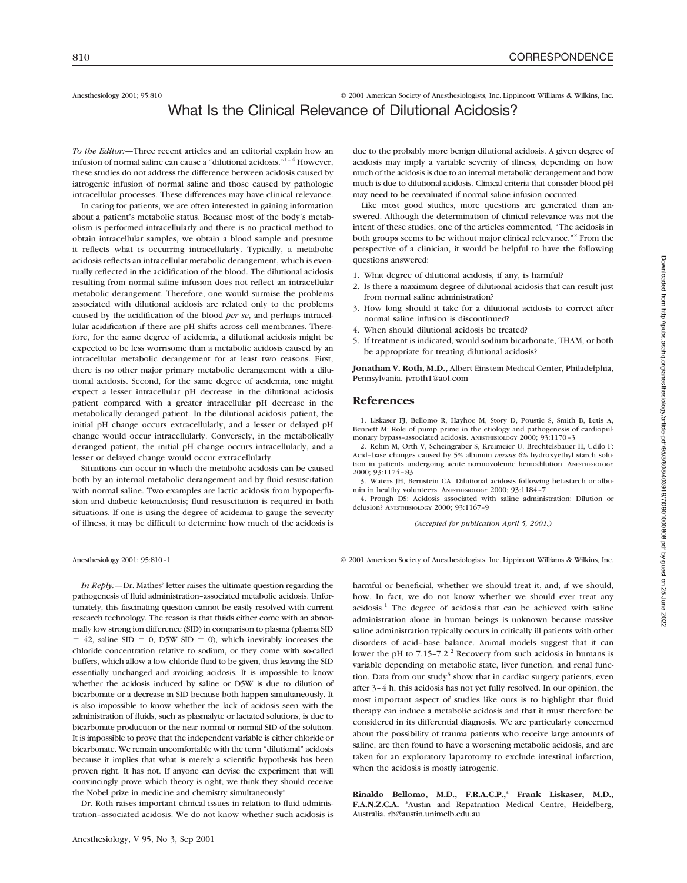Anesthesiology 2001; 95:810 © 2001 American Society of Anesthesiologists, Inc. Lippincott Williams & Wilkins, Inc.

# What Is the Clinical Relevance of Dilutional Acidosis?

*To the Editor:*—Three recent articles and an editorial explain how an infusion of normal saline can cause a "dilutional acidosis."[1–4] However, these studies do not address the difference between acidosis caused by iatrogenic infusion of normal saline and those caused by pathologic intracellular processes. These differences may have clinical relevance.

In caring for patients, we are often interested in gaining information about a patient's metabolic status. Because most of the body's metabolism is performed intracellularly and there is no practical method to obtain intracellular samples, we obtain a blood sample and presume it reflects what is occurring intracellularly. Typically, a metabolic acidosis reflects an intracellular metabolic derangement, which is eventually reflected in the acidification of the blood. The dilutional acidosis resulting from normal saline infusion does not reflect an intracellular metabolic derangement. Therefore, one would surmise the problems associated with dilutional acidosis are related only to the problems caused by the acidification of the blood *per se*, and perhaps intracellular acidification if there are pH shifts across cell membranes. Therefore, for the same degree of acidemia, a dilutional acidosis might be expected to be less worrisome than a metabolic acidosis caused by an intracellular metabolic derangement for at least two reasons. First, there is no other major primary metabolic derangement with a dilutional acidosis. Second, for the same degree of acidemia, one might expect a lesser intracellular pH decrease in the dilutional acidosis patient compared with a greater intracellular pH decrease in the metabolically deranged patient. In the dilutional acidosis patient, the initial pH change occurs extracellularly, and a lesser or delayed pH change would occur intracellularly. Conversely, in the metabolically deranged patient, the initial pH change occurs intracellularly, and a lesser or delayed change would occur extracellularly.

Situations can occur in which the metabolic acidosis can be caused both by an internal metabolic derangement and by fluid resuscitation with normal saline. Two examples are lactic acidosis from hypoperfusion and diabetic ketoacidosis; fluid resuscitation is required in both situations. If one is using the degree of acidemia to gauge the severity of illness, it may be difficult to determine how much of the acidosis is due to the probably more benign dilutional acidosis. A given degree of acidosis may imply a variable severity of illness, depending on how much of the acidosis is due to an internal metabolic derangement and how much is due to dilutional acidosis. Clinical criteria that consider blood pH may need to be reevaluated if normal saline infusion occurred.

Like most good studies, more questions are generated than answered. Although the determination of clinical relevance was not the intent of these studies, one of the articles commented, "The acidosis in both groups seems to be without major clinical relevance."[2] From the perspective of a clinician, it would be helpful to have the following questions answered:

1. What degree of dilutional acidosis, if any, is harmful?
2. Is there a maximum degree of dilutional acidosis that can result just from normal saline administration?
3. How long should it take for a dilutional acidosis to correct after normal saline infusion is discontinued?
4. When should dilutional acidosis be treated?
5. If treatment is indicated, would sodium bicarbonate, THAM, or both be appropriate for treating dilutional acidosis?

**Jonathan V. Roth, M.D.,** Albert Einstein Medical Center, Philadelphia, Pennsylvania. jvroth1@aol.com

## References

1. Liskaser FJ, Bellomo R, Hayhoe M, Story D, Poustie S, Smith B, Letis A, Bennett M: Role of pump prime in the etiology and pathogenesis of cardiopulmonary bypass–associated acidosis. Anesthesiology 2000; 93:1170–3
2. Rehm M, Orth V, Scheingraber S, Kreimeier U, Brechtelsbauer H, Udilo F: Acid–base changes caused by 5% albumin *versus* 6% hydroxyethyl starch solution in patients undergoing acute normovolemic hemodilution. Anesthesiology 2000; 93:1174–83
3. Waters JH, Bernstein CA: Dilutional acidosis following hetastarch or albumin in healthy volunteers. Anesthesiology 2000; 93:1184–7
4. Prough DS: Acidosis associated with saline administration: Dilution or delusion? Anesthesiology 2000; 93:1167–9

*(Accepted for publication April 5, 2001.)*

Anesthesiology 2001; 95:810–1 © 2001 American Society of Anesthesiologists, Inc. Lippincott Williams & Wilkins, Inc.

*In Reply:*—Dr. Mathes' letter raises the ultimate question regarding the pathogenesis of fluid administration–associated metabolic acidosis. Unfortunately, this fascinating question cannot be easily resolved with current research technology. The reason is that fluids either come with an abnormally low strong ion difference (SID) in comparison to plasma (plasma SID = 42, saline SID = 0, D5W SID = 0), which inevitably increases the chloride concentration relative to sodium, or they come with so-called buffers, which allow a low chloride fluid to be given, thus leaving the SID essentially unchanged and avoiding acidosis. It is impossible to know whether the acidosis induced by saline or D5W is due to dilution of bicarbonate or a decrease in SID because both happen simultaneously. It is also impossible to know whether the lack of acidosis seen with the administration of fluids, such as plasmalyte or lactated solutions, is due to bicarbonate production or the near normal or normal SID of the solution. It is impossible to prove that the independent variable is either chloride or bicarbonate. We remain uncomfortable with the term "dilutional" acidosis because it implies that what is merely a scientific hypothesis has been proven right. It has not. If anyone can devise the experiment that will convincingly prove which theory is right, we think they should receive the Nobel prize in medicine and chemistry simultaneously!

Dr. Roth raises important clinical issues in relation to fluid administration–associated acidosis. We do not know whether such acidosis is harmful or beneficial, whether we should treat it, and, if we should, how. In fact, we do not know whether we should ever treat any acidosis.[1] The degree of acidosis that can be achieved with saline administration alone in human beings is unknown because massive saline administration typically occurs in critically ill patients with other disorders of acid–base balance. Animal models suggest that it can lower the pH to 7.15–7.2.[2] Recovery from such acidosis in humans is variable depending on metabolic state, liver function, and renal function. Data from our study[3] show that in cardiac surgery patients, even after 3–4 h, this acidosis has not yet fully resolved. In our opinion, the most important aspect of studies like ours is to highlight that fluid therapy can induce a metabolic acidosis and that it must therefore be considered in its differential diagnosis. We are particularly concerned about the possibility of trauma patients who receive large amounts of saline, are then found to have a worsening metabolic acidosis, and are taken for an exploratory laparotomy to exclude intestinal infarction, when the acidosis is mostly iatrogenic.

**Rinaldo Bellomo, M.D., F.R.A.C.P.,\* Frank Liskaser, M.D., F.A.N.Z.C.A.** \*Austin and Repatriation Medical Centre, Heidelberg, Australia. rb@austin.unimelb.edu.au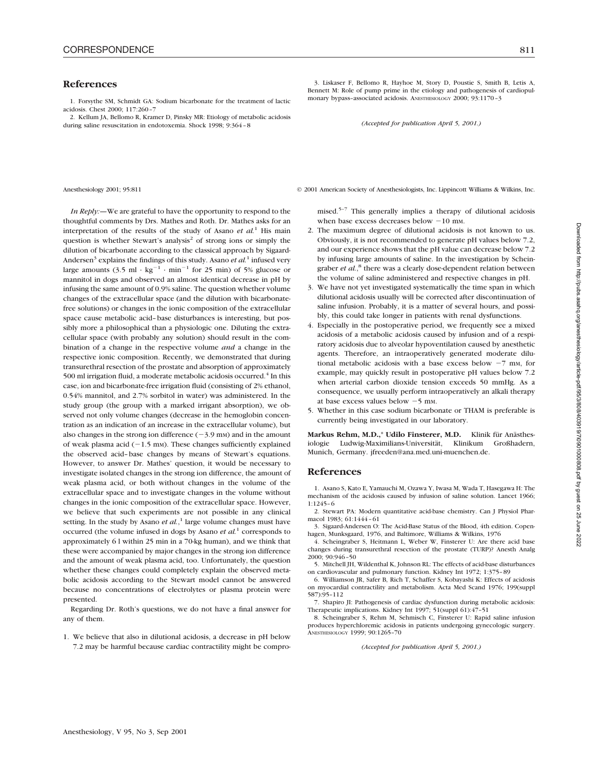## References

1. Forsythe SM, Schmidt GA: Sodium bicarbonate for the treatment of lactic acidosis. Chest 2000; 117:260–7
2. Kellum JA, Bellomo R, Kramer D, Pinsky MR: Etiology of metabolic acidosis during saline resuscitation in endotoxemia. Shock 1998; 9:364–8
3. Liskaser F, Bellomo R, Hayhoe M, Story D, Poustie S, Smith B, Letis A, Bennett M: Role of pump prime in the etiology and pathogenesis of cardiopulmonary bypass–associated acidosis. ANESTHESIOLOGY 2000; 93:1170–3

*(Accepted for publication April 5, 2001.)*

Anesthesiology 2001; 95:811 © 2001 American Society of Anesthesiologists, Inc. Lippincott Williams & Wilkins, Inc.

*In Reply:*—We are grateful to have the opportunity to respond to the thoughtful comments by Drs. Mathes and Roth. Dr. Mathes asks for an interpretation of the results of the study of Asano *et al.*[1] His main question is whether Stewart's analysis[2] of strong ions or simply the dilution of bicarbonate according to the classical approach by Sigaard-Andersen[3] explains the findings of this study. Asano *et al.*[1] infused very large amounts (3.5 ml · $kg^{-1}$ · $min^{-1}$ for 25 min) of 5% glucose or mannitol in dogs and observed an almost identical decrease in pH by infusing the same amount of 0.9% saline. The question whether volume changes of the extracellular space (and the dilution with bicarbonate-free solutions) or changes in the ionic composition of the extracellular space cause metabolic acid–base disturbances is interesting, but possibly more a philosophical than a physiologic one. Diluting the extracellular space (with probably any solution) should result in the combination of a change in the respective volume *and* a change in the respective ionic composition. Recently, we demonstrated that during transurethral resection of the prostate and absorption of approximately 500 ml irrigation fluid, a moderate metabolic acidosis occurred.[4] In this case, ion and bicarbonate-free irrigation fluid (consisting of 2% ethanol, 0.54% mannitol, and 2.7% sorbitol in water) was administered. In the study group (the group with a marked irrigant absorption), we observed not only volume changes (decrease in the hemoglobin concentration as an indication of an increase in the extracellular volume), but also changes in the strong ion difference (−3.9 mM) and in the amount of weak plasma acid (−1.5 mM). These changes sufficiently explained the observed acid–base changes by means of Stewart's equations. However, to answer Dr. Mathes' question, it would be necessary to investigate isolated changes in the strong ion difference, the amount of weak plasma acid, or both without changes in the volume of the extracellular space and to investigate changes in the volume without changes in the ionic composition of the extracellular space. However, we believe that such experiments are not possible in any clinical setting. In the study by Asano *et al.*,[1] large volume changes must have occurred (the volume infused in dogs by Asano *et al.*[1] corresponds to approximately 6 l within 25 min in a 70-kg human), and we think that these were accompanied by major changes in the strong ion difference and the amount of weak plasma acid, too. Unfortunately, the question whether these changes could completely explain the observed metabolic acidosis according to the Stewart model cannot be answered because no concentrations of electrolytes or plasma protein were presented.

Regarding Dr. Roth's questions, we do not have a final answer for any of them.

1. We believe that also in dilutional acidosis, a decrease in pH below 7.2 may be harmful because cardiac contractility might be compromised.[5–7] This generally implies a therapy of dilutional acidosis when base excess decreases below −10 mM.
2. The maximum degree of dilutional acidosis is not known to us. Obviously, it is not recommended to generate pH values below 7.2, and our experience shows that the pH value can decrease below 7.2 by infusing large amounts of saline. In the investigation by Scheingraber *et al.*,[8] there was a clearly dose-dependent relation between the volume of saline administered and respective changes in pH.
3. We have not yet investigated systematically the time span in which dilutional acidosis usually will be corrected after discontinuation of saline infusion. Probably, it is a matter of several hours, and possibly, this could take longer in patients with renal dysfunctions.
4. Especially in the postoperative period, we frequently see a mixed acidosis of a metabolic acidosis caused by infusion and of a respiratory acidosis due to alveolar hypoventilation caused by anesthetic agents. Therefore, an intraoperatively generated moderate dilutional metabolic acidosis with a base excess below −7 mM, for example, may quickly result in postoperative pH values below 7.2 when arterial carbon dioxide tension exceeds 50 mmHg. As a consequence, we usually perform intraoperatively an alkali therapy at base excess values below −5 mM.
5. Whether in this case sodium bicarbonate or THAM is preferable is currently being investigated in our laboratory.

**Markus Rehm, M.D.,\* Udilo Finsterer, M.D.** Klinik für Anästhesiologie Ludwig-Maximilians-Universität, Klinikum Großhadern, Munich, Germany. jfreeden@ana.med.uni-muenchen.de.

## References

1. Asano S, Kato E, Yamauchi M, Ozawa Y, Iwasa M, Wada T, Hasegawa H: The mechanism of the acidosis caused by infusion of saline solution. Lancet 1966; 1:1245–6
2. Stewart PA: Modern quantitative acid-base chemistry. Can J Physiol Pharmacol 1983; 61:1444–61
3. Sigaard-Andersen O: The Acid-Base Status of the Blood, 4th edition. Copenhagen, Munksgaard, 1976, and Baltimore, Williams & Wilkins, 1976
4. Scheingraber S, Heitmann L, Weber W, Finsterer U: Are there acid base changes during transurethral resection of the prostate (TURP)? Anesth Analg 2000; 90:946–50
5. Mitchell JH, Wildenthal K, Johnson RL: The effects of acid-base disturbances on cardiovascular and pulmonary function. Kidney Int 1972; 1:375–89
6. Williamson JR, Safer B, Rich T, Schaffer S, Kobayashi K: Effects of acidosis on myocardial contractility and metabolism. Acta Med Scand 1976; 199(suppl 587):95–112
7. Shapiro JI: Pathogenesis of cardiac dysfunction during metabolic acidosis: Therapeutic implications. Kidney Int 1997; 51(suppl 61):47–51
8. Scheingraber S, Rehm M, Sehmisch C, Finsterer U: Rapid saline infusion produces hyperchloremic acidosis in patients undergoing gynecologic surgery. ANESTHESIOLOGY 1999; 90:1265–70

*(Accepted for publication April 5, 2001.)*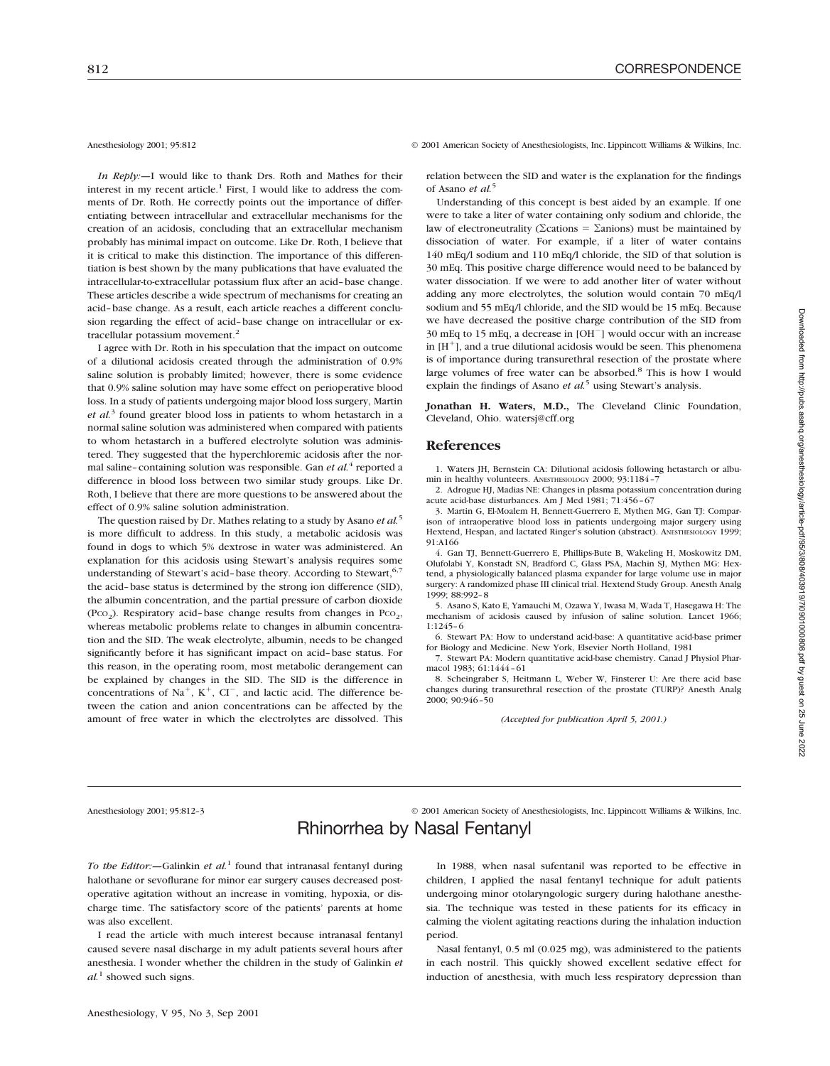Anesthesiology 2001; 95:812 © 2001 American Society of Anesthesiologists, Inc. Lippincott Williams & Wilkins, Inc.

*In Reply:*—I would like to thank Drs. Roth and Mathes for their interest in my recent article.[1] First, I would like to address the comments of Dr. Roth. He correctly points out the importance of differentiating between intracellular and extracellular mechanisms for the creation of an acidosis, concluding that an extracellular mechanism probably has minimal impact on outcome. Like Dr. Roth, I believe that it is critical to make this distinction. The importance of this differentiation is best shown by the many publications that have evaluated the intracellular-to-extracellular potassium flux after an acid–base change. These articles describe a wide spectrum of mechanisms for creating an acid–base change. As a result, each article reaches a different conclusion regarding the effect of acid–base change on intracellular or extracellular potassium movement.[2]

I agree with Dr. Roth in his speculation that the impact on outcome of a dilutional acidosis created through the administration of 0.9% saline solution is probably limited; however, there is some evidence that 0.9% saline solution may have some effect on perioperative blood loss. In a study of patients undergoing major blood loss surgery, Martin *et al.*[3] found greater blood loss in patients to whom hetastarch in a normal saline solution was administered when compared with patients to whom hetastarch in a buffered electrolyte solution was administered. They suggested that the hyperchloremic acidosis after the normal saline–containing solution was responsible. Gan *et al.*[4] reported a difference in blood loss between two similar study groups. Like Dr. Roth, I believe that there are more questions to be answered about the effect of 0.9% saline solution administration.

The question raised by Dr. Mathes relating to a study by Asano *et al.*[5] is more difficult to address. In this study, a metabolic acidosis was found in dogs to which 5% dextrose in water was administered. An explanation for this acidosis using Stewart's analysis requires some understanding of Stewart's acid–base theory. According to Stewart,[6,7] the acid–base status is determined by the strong ion difference (SID), the albumin concentration, and the partial pressure of carbon dioxide ($P_{CO_2}$). Respiratory acid–base change results from changes in $P_{CO_2}$, whereas metabolic problems relate to changes in albumin concentration and the SID. The weak electrolyte, albumin, needs to be changed significantly before it has significant impact on acid–base status. For this reason, in the operating room, most metabolic derangement can be explained by changes in the SID. The SID is the difference in concentrations of $Na^+$, $K^+$, $Cl^-$, and lactic acid. The difference between the cation and anion concentrations can be affected by the amount of free water in which the electrolytes are dissolved. This relation between the SID and water is the explanation for the findings of Asano *et al.*[5]

Understanding of this concept is best aided by an example. If one were to take a liter of water containing only sodium and chloride, the law of electroneutrality ($\Sigma$cations = $\Sigma$anions) must be maintained by dissociation of water. For example, if a liter of water contains 140 mEq/l sodium and 110 mEq/l chloride, the SID of that solution is 30 mEq. This positive charge difference would need to be balanced by water dissociation. If we were to add another liter of water without adding any more electrolytes, the solution would contain 70 mEq/l sodium and 55 mEq/l chloride, and the SID would be 15 mEq. Because we have decreased the positive charge contribution of the SID from 30 mEq to 15 mEq, a decrease in $[OH^-]$ would occur with an increase in $[H^+]$, and a true dilutional acidosis would be seen. This phenomena is of importance during transurethral resection of the prostate where large volumes of free water can be absorbed.[8] This is how I would explain the findings of Asano *et al.*[5] using Stewart's analysis.

**Jonathan H. Waters, M.D.,** The Cleveland Clinic Foundation, Cleveland, Ohio. watersj@cff.org

## References

1. Waters JH, Bernstein CA: Dilutional acidosis following hetastarch or albumin in healthy volunteers. ANESTHESIOLOGY 2000; 93:1184–7
2. Adrogue HJ, Madias NE: Changes in plasma potassium concentration during acute acid-base disturbances. Am J Med 1981; 71:456–67
3. Martin G, El-Moalem H, Bennett-Guerrero E, Mythen MG, Gan TJ: Comparison of intraoperative blood loss in patients undergoing major surgery using Hextend, Hespan, and lactated Ringer's solution (abstract). ANESTHESIOLOGY 1999; 91:A166
4. Gan TJ, Bennett-Guerrero E, Phillips-Bute B, Wakeling H, Moskowitz DM, Olufolabi Y, Konstadt SN, Bradford C, Glass PSA, Machin SJ, Mythen MG: Hextend, a physiologically balanced plasma expander for large volume use in major surgery: A randomized phase III clinical trial. Hextend Study Group. Anesth Analg 1999; 88:992–8
5. Asano S, Kato E, Yamauchi M, Ozawa Y, Iwasa M, Wada T, Hasegawa H: The mechanism of acidosis caused by infusion of saline solution. Lancet 1966; 1:1245–6
6. Stewart PA: How to understand acid-base: A quantitative acid-base primer for Biology and Medicine. New York, Elsevier North Holland, 1981
7. Stewart PA: Modern quantitative acid-base chemistry. Canad J Physiol Pharmacol 1983; 61:1444–61
8. Scheingraber S, Heitmann L, Weber W, Finsterer U: Are there acid base changes during transurethral resection of the prostate (TURP)? Anesth Analg 2000; 90:946–50

*(Accepted for publication April 5, 2001.)*

---

Anesthesiology 2001; 95:812–3 © 2001 American Society of Anesthesiologists, Inc. Lippincott Williams & Wilkins, Inc.

# Rhinorrhea by Nasal Fentanyl

*To the Editor:*—Galinkin *et al.*[1] found that intranasal fentanyl during halothane or sevoflurane for minor ear surgery causes decreased postoperative agitation without an increase in vomiting, hypoxia, or discharge time. The satisfactory score of the patients' parents at home was also excellent.

I read the article with much interest because intranasal fentanyl caused severe nasal discharge in my adult patients several hours after anesthesia. I wonder whether the children in the study of Galinkin *et al.*[1] showed such signs.

In 1988, when nasal sufentanil was reported to be effective in children, I applied the nasal fentanyl technique for adult patients undergoing minor otolaryngologic surgery during halothane anesthesia. The technique was tested in these patients for its efficacy in calming the violent agitating reactions during the inhalation induction period.

Nasal fentanyl, 0.5 ml (0.025 mg), was administered to the patients in each nostril. This quickly showed excellent sedative effect for induction of anesthesia, with much less respiratory depression than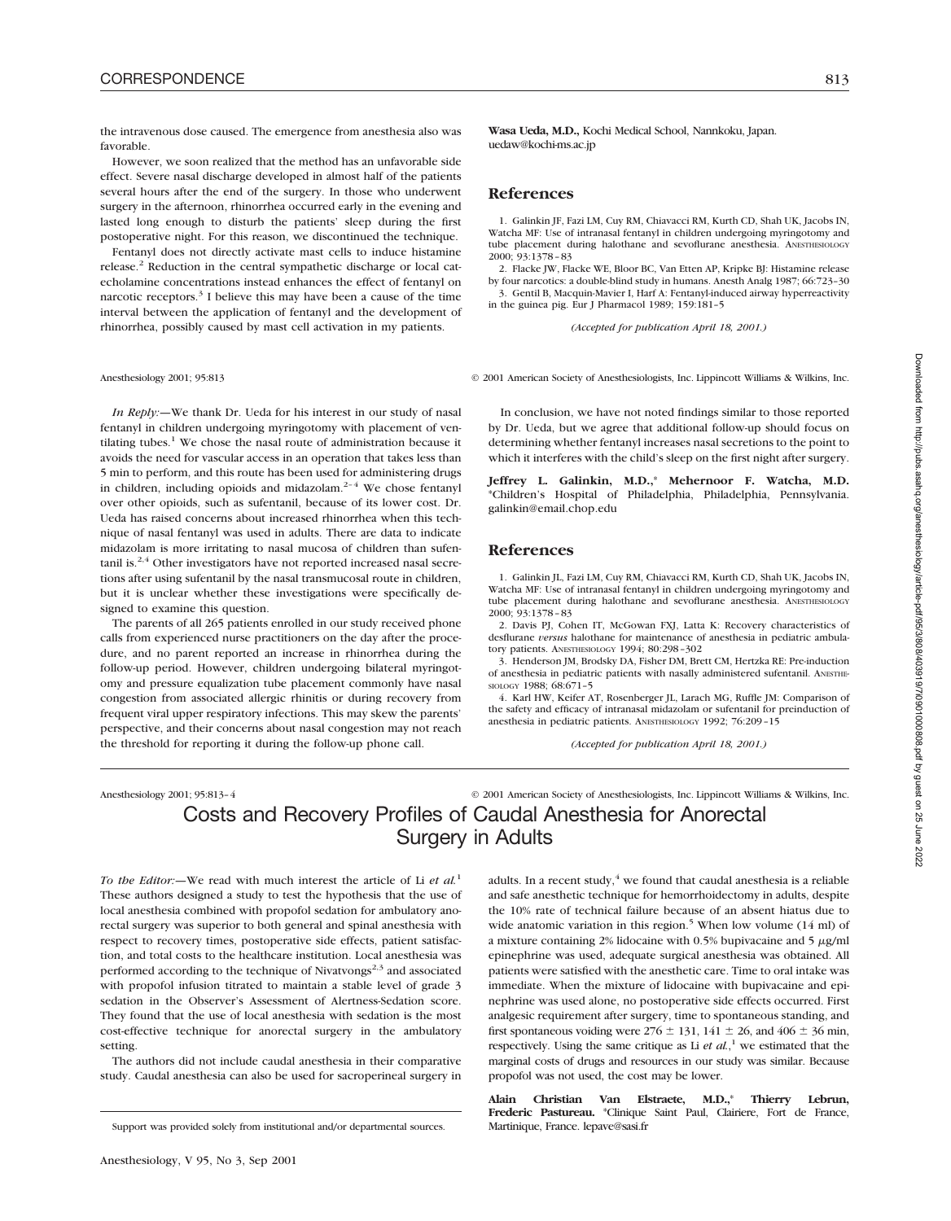the intravenous dose caused. The emergence from anesthesia also was favorable.

However, we soon realized that the method has an unfavorable side effect. Severe nasal discharge developed in almost half of the patients several hours after the end of the surgery. In those who underwent surgery in the afternoon, rhinorrhea occurred early in the evening and lasted long enough to disturb the patients' sleep during the first postoperative night. For this reason, we discontinued the technique.

Fentanyl does not directly activate mast cells to induce histamine release.[2] Reduction in the central sympathetic discharge or local catecholamine concentrations instead enhances the effect of fentanyl on narcotic receptors.[3] I believe this may have been a cause of the time interval between the application of fentanyl and the development of rhinorrhea, possibly caused by mast cell activation in my patients.

**Wasa Ueda, M.D.,** Kochi Medical School, Nannkoku, Japan. uedaw@kochi-ms.ac.jp

## References

1. Galinkin JF, Fazi LM, Cuy RM, Chiavacci RM, Kurth CD, Shah UK, Jacobs IN, Watcha MF: Use of intranasal fentanyl in children undergoing myringotomy and tube placement during halothane and sevoflurane anesthesia. ANESTHESIOLOGY 2000; 93:1378–83
2. Flacke JW, Flacke WE, Bloor BC, Van Etten AP, Kripke BJ: Histamine release by four narcotics: a double-blind study in humans. Anesth Analg 1987; 66:723–30
3. Gentil B, Macquin-Mavier I, Harf A: Fentanyl-induced airway hyperreactivity in the guinea pig. Eur J Pharmacol 1989; 159:181–5

*(Accepted for publication April 18, 2001.)*

---

*In Reply:*—We thank Dr. Ueda for his interest in our study of nasal fentanyl in children undergoing myringotomy with placement of ventilating tubes.[1] We chose the nasal route of administration because it avoids the need for vascular access in an operation that takes less than 5 min to perform, and this route has been used for administering drugs in children, including opioids and midazolam.[2–4] We chose fentanyl over other opioids, such as sufentanil, because of its lower cost. Dr. Ueda has raised concerns about increased rhinorrhea when this technique of nasal fentanyl was used in adults. There are data to indicate midazolam is more irritating to nasal mucosa of children than sufentanil is.[2,4] Other investigators have not reported increased nasal secretions after using sufentanil by the nasal transmucosal route in children, but it is unclear whether these investigations were specifically designed to examine this question.

The parents of all 265 patients enrolled in our study received phone calls from experienced nurse practitioners on the day after the procedure, and no parent reported an increase in rhinorrhea during the follow-up period. However, children undergoing bilateral myringotomy and pressure equalization tube placement commonly have nasal congestion from associated allergic rhinitis or during recovery from frequent viral upper respiratory infections. This may skew the parents' perspective, and their concerns about nasal congestion may not reach the threshold for reporting it during the follow-up phone call.

In conclusion, we have not noted findings similar to those reported by Dr. Ueda, but we agree that additional follow-up should focus on determining whether fentanyl increases nasal secretions to the point to which it interferes with the child's sleep on the first night after surgery.

**Jeffrey L. Galinkin, M.D.,\* Mehernoor F. Watcha, M.D.** \*Children's Hospital of Philadelphia, Philadelphia, Pennsylvania. galinkin@email.chop.edu

## References

1. Galinkin JL, Fazi LM, Cuy RM, Chiavacci RM, Kurth CD, Shah UK, Jacobs IN, Watcha MF: Use of intranasal fentanyl in children undergoing myringotomy and tube placement during halothane and sevoflurane anesthesia. ANESTHESIOLOGY 2000; 93:1378–83
2. Davis PJ, Cohen IT, McGowan FXJ, Latta K: Recovery characteristics of desflurane *versus* halothane for maintenance of anesthesia in pediatric ambulatory patients. ANESTHESIOLOGY 1994; 80:298–302
3. Henderson JM, Brodsky DA, Fisher DM, Brett CM, Hertzka RE: Pre-induction of anesthesia in pediatric patients with nasally administered sufentanil. ANESTHESIOLOGY 1988; 68:671–5
4. Karl HW, Keifer AT, Rosenberger JL, Larach MG, Ruffle JM: Comparison of the safety and efficacy of intranasal midazolam or sufentanil for preinduction of anesthesia in pediatric patients. ANESTHESIOLOGY 1992; 76:209–15

*(Accepted for publication April 18, 2001.)*

---

# Costs and Recovery Profiles of Caudal Anesthesia for Anorectal Surgery in Adults

*To the Editor:*—We read with much interest the article of Li *et al.*[1] These authors designed a study to test the hypothesis that the use of local anesthesia combined with propofol sedation for ambulatory anorectal surgery was superior to both general and spinal anesthesia with respect to recovery times, postoperative side effects, patient satisfaction, and total costs to the healthcare institution. Local anesthesia was performed according to the technique of Nivatvongs[2,3] and associated with propofol infusion titrated to maintain a stable level of grade 3 sedation in the Observer's Assessment of Alertness-Sedation score. They found that the use of local anesthesia with sedation is the most cost-effective technique for anorectal surgery in the ambulatory setting.

The authors did not include caudal anesthesia in their comparative study. Caudal anesthesia can also be used for sacroperineal surgery in adults. In a recent study,[4] we found that caudal anesthesia is a reliable and safe anesthetic technique for hemorrhoidectomy in adults, despite the 10% rate of technical failure because of an absent hiatus due to wide anatomic variation in this region.[5] When low volume (14 ml) of a mixture containing 2% lidocaine with 0.5% bupivacaine and 5 $\mu$g/ml epinephrine was used, adequate surgical anesthesia was obtained. All patients were satisfied with the anesthetic care. Time to oral intake was immediate. When the mixture of lidocaine with bupivacaine and epinephrine was used alone, no postoperative side effects occurred. First analgesic requirement after surgery, time to spontaneous standing, and first spontaneous voiding were $276 \pm 131$, $141 \pm 26$, and $406 \pm 36$ min, respectively. Using the same critique as Li *et al.*,[1] we estimated that the marginal costs of drugs and resources in our study was similar. Because propofol was not used, the cost may be lower.

**Alain Christian Van Elstraete, M.D.,\* Thierry Lebrun, Frederic Pastureau.** \*Clinique Saint Paul, Clairiere, Fort de France, Martinique, France. lepave@sasi.fr

Support was provided solely from institutional and/or departmental sources.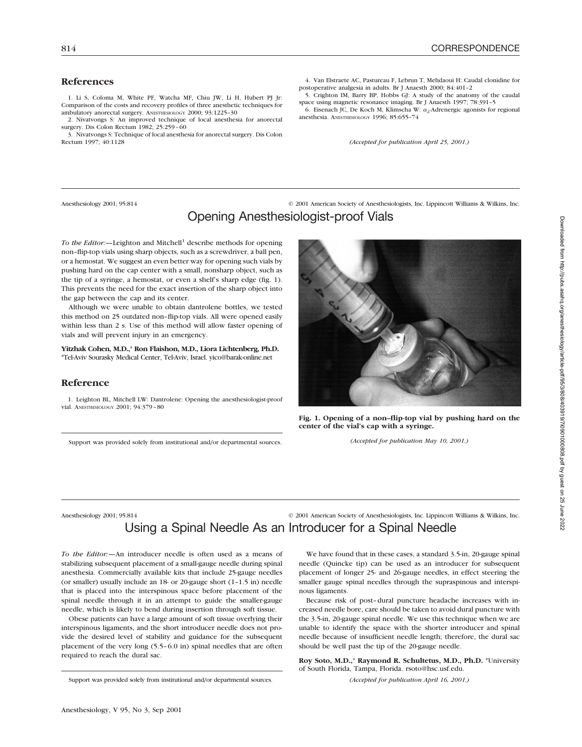## References

1. Li S, Coloma M, White PF, Watcha MF, Chiu JW, Li H, Hubert PJ Jr: Comparison of the costs and recovery profiles of three anesthetic techniques for ambulatory anorectal surgery. ANESTHESIOLOGY 2000; 93:1225–30
2. Nivatvongs S: An improved technique of local anesthesia for anorectal surgery. Dis Colon Rectum 1982; 25:259–60
3. Nivatvongs S: Technique of local anesthesia for anorectal surgery. Dis Colon Rectum 1997; 40:1128
4. Van Elstraete AC, Pastureau F, Lebrun T, Mehdaoui H: Caudal clonidine for postoperative analgesia in adults. Br J Anaesth 2000; 84:401–2
5. Crighton IM, Barry BP, Hobbs GJ: A study of the anatomy of the caudal space using magnetic resonance imaging. Br J Anaesth 1997; 78:391–5
6. Eisenach JC, De Koch M, Klimscha W: $\alpha_2$-Adrenergic agonists for regional anesthesia. ANESTHESIOLOGY 1996; 85:655–74

*(Accepted for publication April 25, 2001.)*

---

Anesthesiology 2001; 95:814 © 2001 American Society of Anesthesiologists, Inc. Lippincott Williams & Wilkins, Inc.

# Opening Anesthesiologist-proof Vials

*To the Editor:*—Leighton and Mitchell[1] describe methods for opening non–flip-top vials using sharp objects, such as a screwdriver, a ball pen, or a hemostat. We suggest an even better way for opening such vials by pushing hard on the cap center with a small, nonsharp object, such as the tip of a syringe, a hemostat, or even a shelf's sharp edge (fig. 1). This prevents the need for the exact insertion of the sharp object into the gap between the cap and its center.

Although we were unable to obtain dantrolene bottles, we tested this method on 25 outdated non–flip-top vials. All were opened easily within less than 2 s. Use of this method will allow faster opening of vials and will prevent injury in an emergency.

**Yitzhak Cohen, M.D.,\* Ron Flaishon, M.D., Liora Lichtenberg, Ph.D.** \*Tel-Aviv Sourasky Medical Center, Tel-Aviv, Israel. yico@barak-online.net

**Fig. 1. Opening of a non–flip-top vial by pushing hard on the center of the vial's cap with a syringe.**

## Reference

1. Leighton BL, Mitchell LW: Dantrolene: Opening the anesthesiologist-proof vial. ANESTHESIOLOGY 2001; 94:379–80

Support was provided solely from institutional and/or departmental sources.

*(Accepted for publication May 10, 2001.)*

---

Anesthesiology 2001; 95:814 © 2001 American Society of Anesthesiologists, Inc. Lippincott Williams & Wilkins, Inc.

# Using a Spinal Needle As an Introducer for a Spinal Needle

*To the Editor:*—An introducer needle is often used as a means of stabilizing subsequent placement of a small-gauge needle during spinal anesthesia. Commercially available kits that include 25-gauge needles (or smaller) usually include an 18- or 20-gauge short (1–1.5 in) needle that is placed into the interspinous space before placement of the spinal needle through it in an attempt to guide the smaller-gauge needle, which is likely to bend during insertion through soft tissue.

Obese patients can have a large amount of soft tissue overlying their interspinous ligaments, and the short introducer needle does not provide the desired level of stability and guidance for the subsequent placement of the very long (5.5–6.0 in) spinal needles that are often required to reach the dural sac.

We have found that in these cases, a standard 3.5-in, 20-gauge spinal needle (Quincke tip) can be used as an introducer for subsequent placement of longer 25- and 26-gauge needles, in effect steering the smaller gauge spinal needles through the supraspinous and interspinous ligaments.

Because risk of post–dural puncture headache increases with increased needle bore, care should be taken to avoid dural puncture with the 3.5-in, 20-gauge spinal needle. We use this technique when we are unable to identify the space with the shorter introducer and spinal needle because of insufficient needle length; therefore, the dural sac should be well past the tip of the 20-gauge needle.

**Roy Soto, M.D.,\* Raymond R. Schultetus, M.D., Ph.D.** \*University of South Florida, Tampa, Florida. rsoto@hsc.usf.edu.

Support was provided solely from institutional and/or departmental sources.

*(Accepted for publication April 16, 2001.)*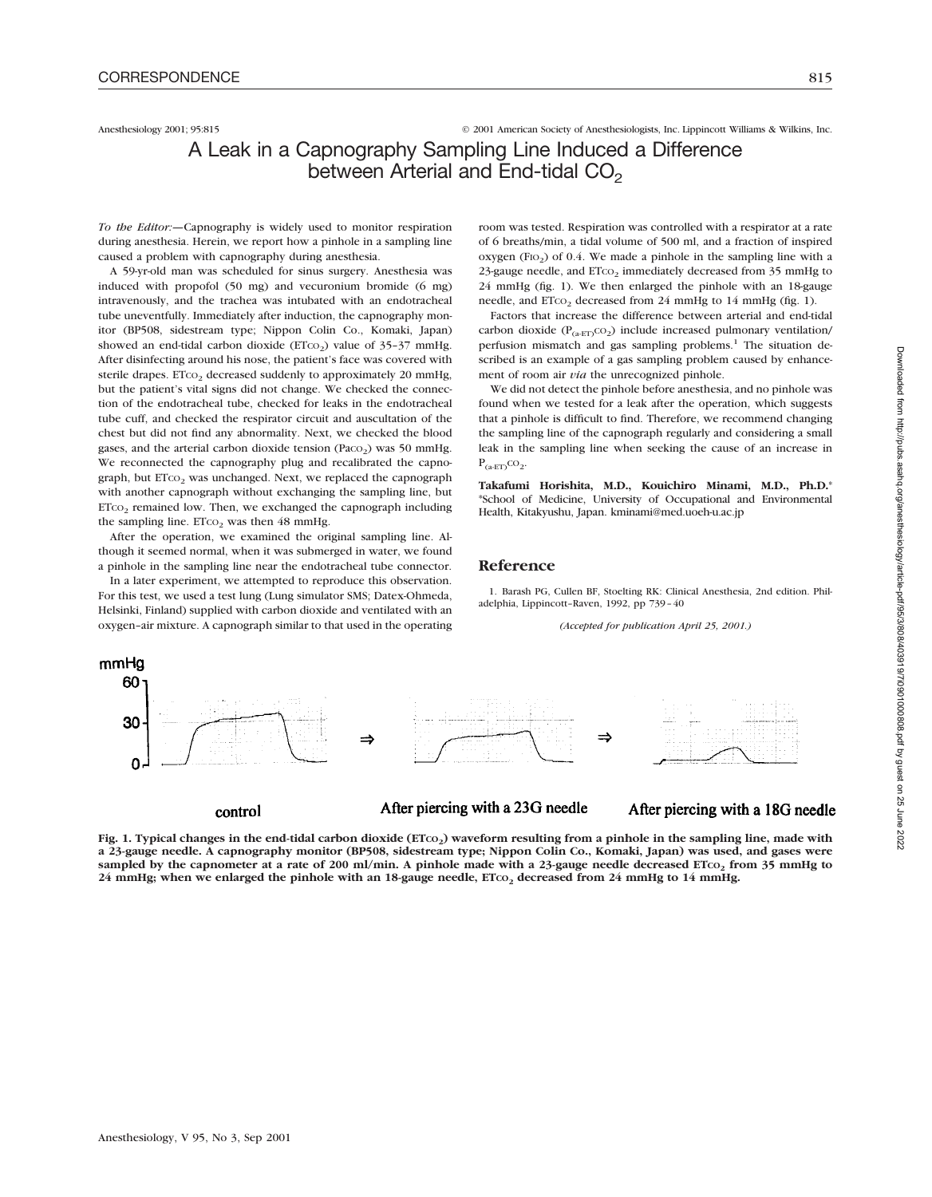Anesthesiology 2001; 95:815 © 2001 American Society of Anesthesiologists, Inc. Lippincott Williams & Wilkins, Inc.

# A Leak in a Capnography Sampling Line Induced a Difference between Arterial and End-tidal $CO_2$

*To the Editor:*—Capnography is widely used to monitor respiration during anesthesia. Herein, we report how a pinhole in a sampling line caused a problem with capnography during anesthesia.

A 59-yr-old man was scheduled for sinus surgery. Anesthesia was induced with propofol (50 mg) and vecuronium bromide (6 mg) intravenously, and the trachea was intubated with an endotracheal tube uneventfully. Immediately after induction, the capnography monitor (BP508, sidestream type; Nippon Colin Co., Komaki, Japan) showed an end-tidal carbon dioxide ($ETCO_2$) value of 35–37 mmHg. After disinfecting around his nose, the patient's face was covered with sterile drapes. $ETCO_2$ decreased suddenly to approximately 20 mmHg, but the patient's vital signs did not change. We checked the connection of the endotracheal tube, checked for leaks in the endotracheal tube cuff, and checked the respirator circuit and auscultation of the chest but did not find any abnormality. Next, we checked the blood gases, and the arterial carbon dioxide tension ($PaCO_2$) was 50 mmHg. We reconnected the capnography plug and recalibrated the capnograph, but $ETCO_2$ was unchanged. Next, we replaced the capnograph with another capnograph without exchanging the sampling line, but $ETCO_2$ remained low. Then, we exchanged the capnograph including the sampling line. $ETCO_2$ was then 48 mmHg.

After the operation, we examined the original sampling line. Although it seemed normal, when it was submerged in water, we found a pinhole in the sampling line near the endotracheal tube connector.

In a later experiment, we attempted to reproduce this observation. For this test, we used a test lung (Lung simulator SMS; Datex-Ohmeda, Helsinki, Finland) supplied with carbon dioxide and ventilated with an oxygen–air mixture. A capnograph similar to that used in the operating room was tested. Respiration was controlled with a respirator at a rate of 6 breaths/min, a tidal volume of 500 ml, and a fraction of inspired oxygen ($FIO_2$) of 0.4. We made a pinhole in the sampling line with a 23-gauge needle, and $ETCO_2$ immediately decreased from 35 mmHg to 24 mmHg (fig. 1). We then enlarged the pinhole with an 18-gauge needle, and $ETCO_2$ decreased from 24 mmHg to 14 mmHg (fig. 1).

Factors that increase the difference between arterial and end-tidal carbon dioxide ($P_{(a-ET)}CO_2$) include increased pulmonary ventilation/perfusion mismatch and gas sampling problems.[1] The situation described is an example of a gas sampling problem caused by enhancement of room air *via* the unrecognized pinhole.

We did not detect the pinhole before anesthesia, and no pinhole was found when we tested for a leak after the operation, which suggests that a pinhole is difficult to find. Therefore, we recommend changing the sampling line of the capnograph regularly and considering a small leak in the sampling line when seeking the cause of an increase in $P_{(a-ET)}CO_2$.

**Takafumi Horishita, M.D., Kouichiro Minami, M.D., Ph.D.*** *School of Medicine, University of Occupational and Environmental Health, Kitakyushu, Japan. kminami@med.uoeh-u.ac.jp

## Reference

1. Barash PG, Cullen BF, Stoelting RK: Clinical Anesthesia, 2nd edition. Philadelphia, Lippincott–Raven, 1992, pp 739–40

*(Accepted for publication April 25, 2001.)*

mmHg 60 30 0 — control ⇒ After piercing with a 23G needle ⇒ After piercing with a 18G needle

**Fig. 1. Typical changes in the end-tidal carbon dioxide ($ETCO_2$) waveform resulting from a pinhole in the sampling line, made with a 23-gauge needle. A capnography monitor (BP508, sidestream type; Nippon Colin Co., Komaki, Japan) was used, and gases were sampled by the capnometer at a rate of 200 ml/min. A pinhole made with a 23-gauge needle decreased $ETCO_2$ from 35 mmHg to 24 mmHg; when we enlarged the pinhole with an 18-gauge needle, $ETCO_2$ decreased from 24 mmHg to 14 mmHg.**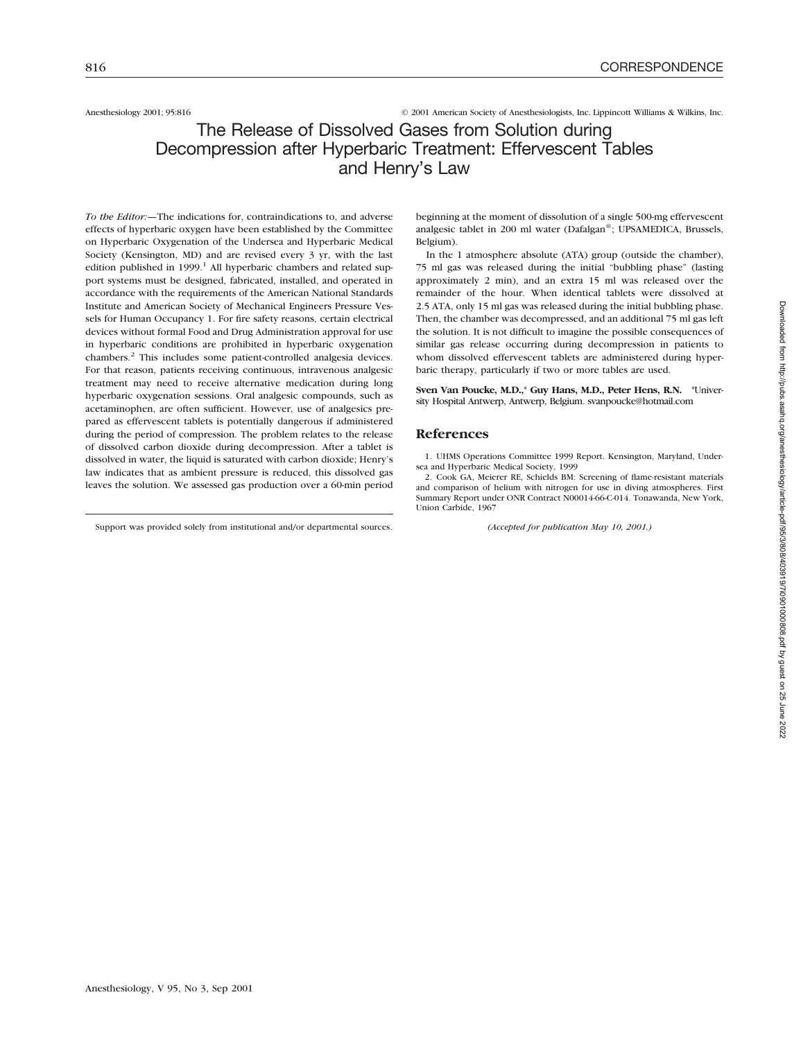Anesthesiology 2001; 95:816 © 2001 American Society of Anesthesiologists, Inc. Lippincott Williams & Wilkins, Inc.

# The Release of Dissolved Gases from Solution during Decompression after Hyperbaric Treatment: Effervescent Tables and Henry's Law

*To the Editor:*—The indications for, contraindications to, and adverse effects of hyperbaric oxygen have been established by the Committee on Hyperbaric Oxygenation of the Undersea and Hyperbaric Medical Society (Kensington, MD) and are revised every 3 yr, with the last edition published in 1999.[1] All hyperbaric chambers and related support systems must be designed, fabricated, installed, and operated in accordance with the requirements of the American National Standards Institute and American Society of Mechanical Engineers Pressure Vessels for Human Occupancy 1. For fire safety reasons, certain electrical devices without formal Food and Drug Administration approval for use in hyperbaric conditions are prohibited in hyperbaric oxygenation chambers.[2] This includes some patient-controlled analgesia devices. For that reason, patients receiving continuous, intravenous analgesic treatment may need to receive alternative medication during long hyperbaric oxygenation sessions. Oral analgesic compounds, such as acetaminophen, are often sufficient. However, use of analgesics prepared as effervescent tablets is potentially dangerous if administered during the period of compression. The problem relates to the release of dissolved carbon dioxide during decompression. After a tablet is dissolved in water, the liquid is saturated with carbon dioxide; Henry's law indicates that as ambient pressure is reduced, this dissolved gas leaves the solution. We assessed gas production over a 60-min period beginning at the moment of dissolution of a single 500-mg effervescent analgesic tablet in 200 ml water (Dafalgan®; UPSAMEDICA, Brussels, Belgium).

In the 1 atmosphere absolute (ATA) group (outside the chamber), 75 ml gas was released during the initial "bubbling phase" (lasting approximately 2 min), and an extra 15 ml was released over the remainder of the hour. When identical tablets were dissolved at 2.5 ATA, only 15 ml gas was released during the initial bubbling phase. Then, the chamber was decompressed, and an additional 75 ml gas left the solution. It is not difficult to imagine the possible consequences of similar gas release occurring during decompression in patients to whom dissolved effervescent tablets are administered during hyperbaric therapy, particularly if two or more tables are used.

**Sven Van Poucke, M.D.,\* Guy Hans, M.D., Peter Hens, R.N.** \*University Hospital Antwerp, Antwerp, Belgium. svanpoucke@hotmail.com

Support was provided solely from institutional and/or departmental sources.

## References

1. UHMS Operations Committee 1999 Report. Kensington, Maryland, Undersea and Hyperbaric Medical Society, 1999
2. Cook GA, Meierer RE, Schields BM: Screening of flame-resistant materials and comparison of helium with nitrogen for use in diving atmospheres. First Summary Report under ONR Contract N00014-66-C-014. Tonawanda, New York, Union Carbide, 1967

*(Accepted for publication May 10, 2001.)*